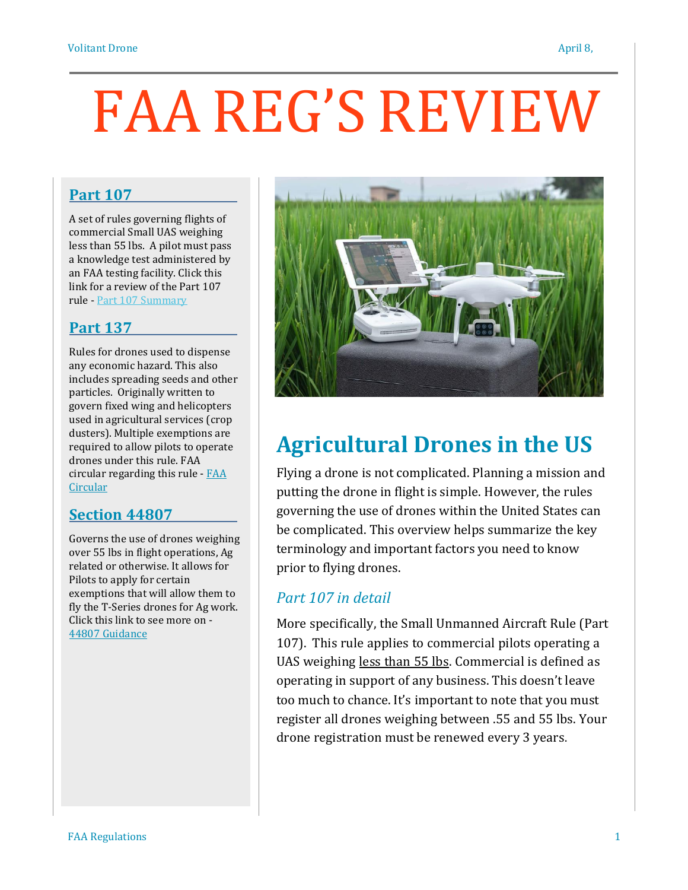# FAA REG'S REVIEW

## Part 107

A set of rules governing flights of commercial Small UAS weighing less than 55 lbs. A pilot must pass a knowledge test administered by an FAA testing facility. Click this link for a review of the Part 107 rule - Part 107 Summary

## Part 137

Rules for drones used to dispense any economic hazard. This also includes spreading seeds and other particles. Originally written to govern fixed wing and helicopters used in agricultural services (crop dusters). Multiple exemptions are required to allow pilots to operate drones under this rule. FAA circular regarding this rule - FAA Circular

## Section 44807

Governs the use of drones weighing over 55 lbs in flight operations, Ag related or otherwise. It allows for Pilots to apply for certain exemptions that will allow them to fly the T-Series drones for Ag work. Click this link to see more on - 44807 Guidance

# Agricultural Drones in the US

Flying a drone is not complicated. Planning a mission and putting the drone in flight is simple. However, the rules governing the use of drones within the United States can be complicated. This overview helps summarize the key terminology and important factors you need to know prior to flying drones.

### *Part 107 in detail*

More specifically, the Small Unmanned Aircraft Rule (Part 107). This rule applies to commercial pilots operating a UAS weighing less than 55 lbs. Commercial is defined as operating in support of any business. This doesn't leave too much to chance. It's important to note that you must register all drones weighing between .55 and 55 lbs. Your drone registration must be renewed every 3 years.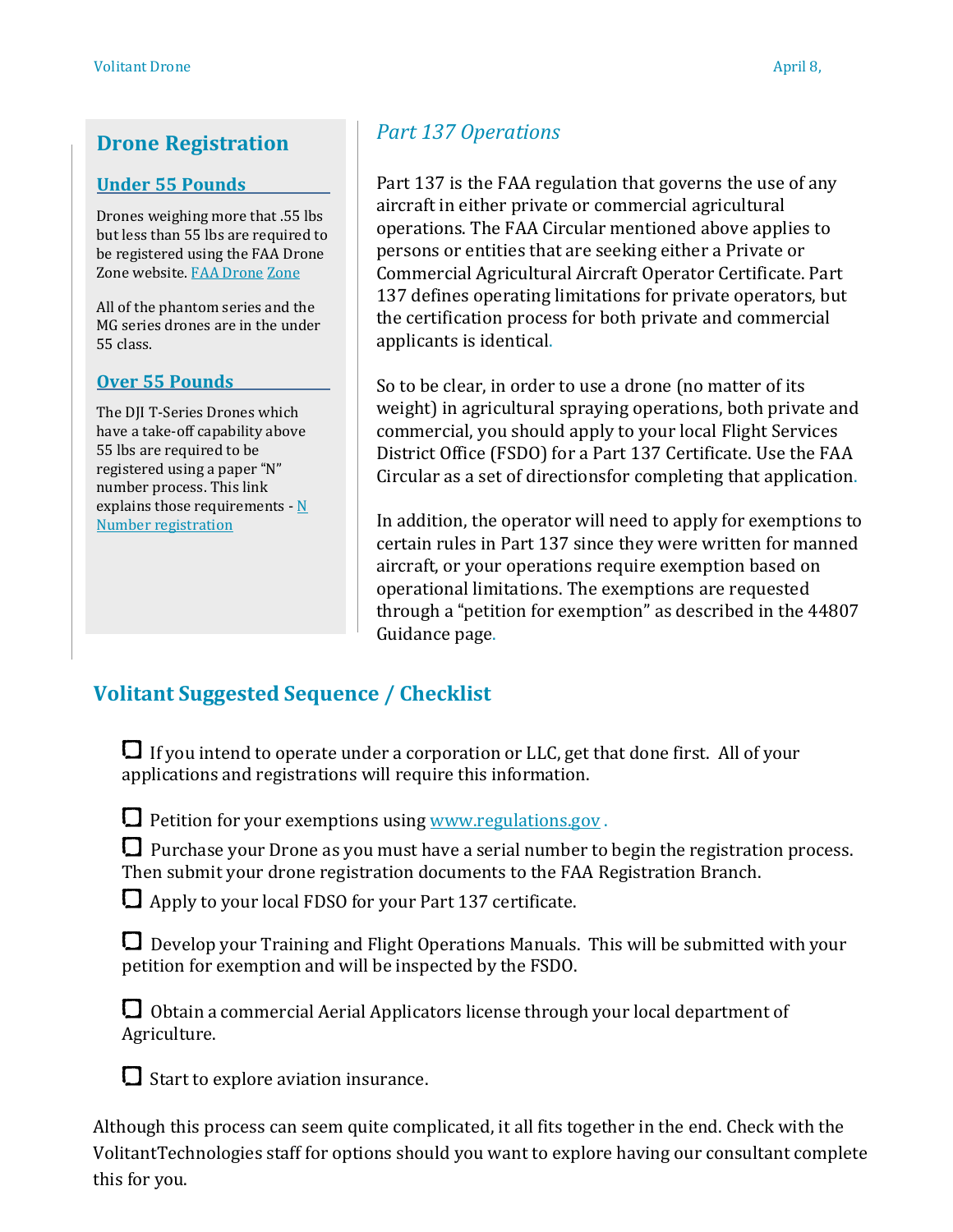## Drone Registration

### Under 55 Pounds

Drones weighing more that .55 lbs but less than 55 lbs are required to be registered using the FAA Drone Zone website. FAA Drone Zone

All of the phantom series and the MG series drones are in the under 55 class.

### Over 55 Pounds

The DJI T-Series Drones which have a take-off capability above 55 lbs are required to be registered using a paper "N" number process. This link explains those requirements - N Number registration

## *Part 137 Operations*

Part 137 is the FAA regulation that governs the use of any aircraft in either private or commercial agricultural operations. The FAA Circular mentioned above applies to persons or entities that are seeking either a Private or Commercial Agricultural Aircraft Operator Certificate. Part 137 defines operating limitations for private operators, but the certification process for both private and commercial applicants is identical.

So to be clear, in order to use a drone (no matter of its weight) in agricultural spraying operations, both private and commercial, you should apply to your local Flight Services District Office (FSDO) for a Part 137 Certificate. Use the FAA Circular as a set of directionsfor completing that application.

In addition, the operator will need to apply for exemptions to certain rules in Part 137 since they were written for manned aircraft, or your operations require exemption based on operational limitations. The exemptions are requested through a "petition for exemption" as described in the 44807 Guidance page.

## Volitant Suggested Sequence / Checklist

- ☐ If you intend to operate under a corporation or LLC, get that done first. All of your applications and registrations will require this information.
- ☐ Petition for your exemptions using www.regulations.gov .
- ☐ Purchase your Drone as you must have a serial number to begin the registration process. Then submit your drone registration documents to the FAA Registration Branch.
- ☐ Apply to your local FDSO for your Part 137 certificate.
- ☐ Develop your Training and Flight Operations Manuals. This will be submitted with your petition for exemption and will be inspected by the FSDO.
- ☐ Obtain a commercial Aerial Applicators license through your local department of Agriculture.
- ☐ Start to explore aviation insurance.

Although this process can seem quite complicated, it all fits together in the end. Check with the VolitantTechnologies staff for options should you want to explore having our consultant complete this for you.